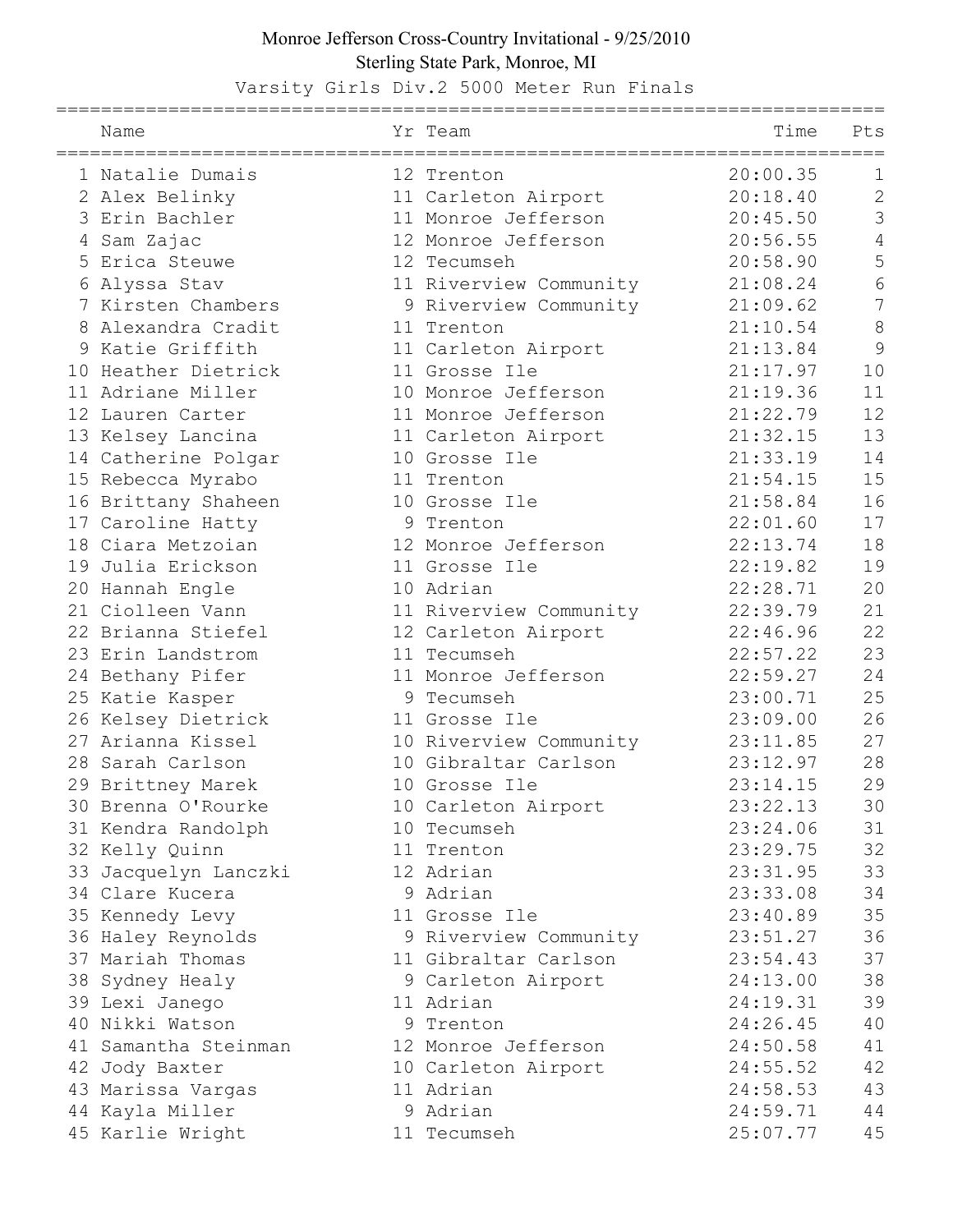# Monroe Jefferson Cross-Country Invitational - 9/25/2010

## Sterling State Park, Monroe, MI

### Varsity Girls Div.2 5000 Meter Run Finals

| | Name | Yr | Team | Time | Pts |
|---|---|---|---|---|---|
| 1 | Natalie Dumais | 12 | Trenton | 20:00.35 | 1 |
| 2 | Alex Belinky | 11 | Carleton Airport | 20:18.40 | 2 |
| 3 | Erin Bachler | 11 | Monroe Jefferson | 20:45.50 | 3 |
| 4 | Sam Zajac | 12 | Monroe Jefferson | 20:56.55 | 4 |
| 5 | Erica Steuwe | 12 | Tecumseh | 20:58.90 | 5 |
| 6 | Alyssa Stav | 11 | Riverview Community | 21:08.24 | 6 |
| 7 | Kirsten Chambers | 9 | Riverview Community | 21:09.62 | 7 |
| 8 | Alexandra Cradit | 11 | Trenton | 21:10.54 | 8 |
| 9 | Katie Griffith | 11 | Carleton Airport | 21:13.84 | 9 |
| 10 | Heather Dietrick | 11 | Grosse Ile | 21:17.97 | 10 |
| 11 | Adriane Miller | 10 | Monroe Jefferson | 21:19.36 | 11 |
| 12 | Lauren Carter | 11 | Monroe Jefferson | 21:22.79 | 12 |
| 13 | Kelsey Lancina | 11 | Carleton Airport | 21:32.15 | 13 |
| 14 | Catherine Polgar | 10 | Grosse Ile | 21:33.19 | 14 |
| 15 | Rebecca Myrabo | 11 | Trenton | 21:54.15 | 15 |
| 16 | Brittany Shaheen | 10 | Grosse Ile | 21:58.84 | 16 |
| 17 | Caroline Hatty | 9 | Trenton | 22:01.60 | 17 |
| 18 | Ciara Metzoian | 12 | Monroe Jefferson | 22:13.74 | 18 |
| 19 | Julia Erickson | 11 | Grosse Ile | 22:19.82 | 19 |
| 20 | Hannah Engle | 10 | Adrian | 22:28.71 | 20 |
| 21 | Ciolleen Vann | 11 | Riverview Community | 22:39.79 | 21 |
| 22 | Brianna Stiefel | 12 | Carleton Airport | 22:46.96 | 22 |
| 23 | Erin Landstrom | 11 | Tecumseh | 22:57.22 | 23 |
| 24 | Bethany Pifer | 11 | Monroe Jefferson | 22:59.27 | 24 |
| 25 | Katie Kasper | 9 | Tecumseh | 23:00.71 | 25 |
| 26 | Kelsey Dietrick | 11 | Grosse Ile | 23:09.00 | 26 |
| 27 | Arianna Kissel | 10 | Riverview Community | 23:11.85 | 27 |
| 28 | Sarah Carlson | 10 | Gibraltar Carlson | 23:12.97 | 28 |
| 29 | Brittney Marek | 10 | Grosse Ile | 23:14.15 | 29 |
| 30 | Brenna O'Rourke | 10 | Carleton Airport | 23:22.13 | 30 |
| 31 | Kendra Randolph | 10 | Tecumseh | 23:24.06 | 31 |
| 32 | Kelly Quinn | 11 | Trenton | 23:29.75 | 32 |
| 33 | Jacquelyn Lanczki | 12 | Adrian | 23:31.95 | 33 |
| 34 | Clare Kucera | 9 | Adrian | 23:33.08 | 34 |
| 35 | Kennedy Levy | 11 | Grosse Ile | 23:40.89 | 35 |
| 36 | Haley Reynolds | 9 | Riverview Community | 23:51.27 | 36 |
| 37 | Mariah Thomas | 11 | Gibraltar Carlson | 23:54.43 | 37 |
| 38 | Sydney Healy | 9 | Carleton Airport | 24:13.00 | 38 |
| 39 | Lexi Janego | 11 | Adrian | 24:19.31 | 39 |
| 40 | Nikki Watson | 9 | Trenton | 24:26.45 | 40 |
| 41 | Samantha Steinman | 12 | Monroe Jefferson | 24:50.58 | 41 |
| 42 | Jody Baxter | 10 | Carleton Airport | 24:55.52 | 42 |
| 43 | Marissa Vargas | 11 | Adrian | 24:58.53 | 43 |
| 44 | Kayla Miller | 9 | Adrian | 24:59.71 | 44 |
| 45 | Karlie Wright | 11 | Tecumseh | 25:07.77 | 45 |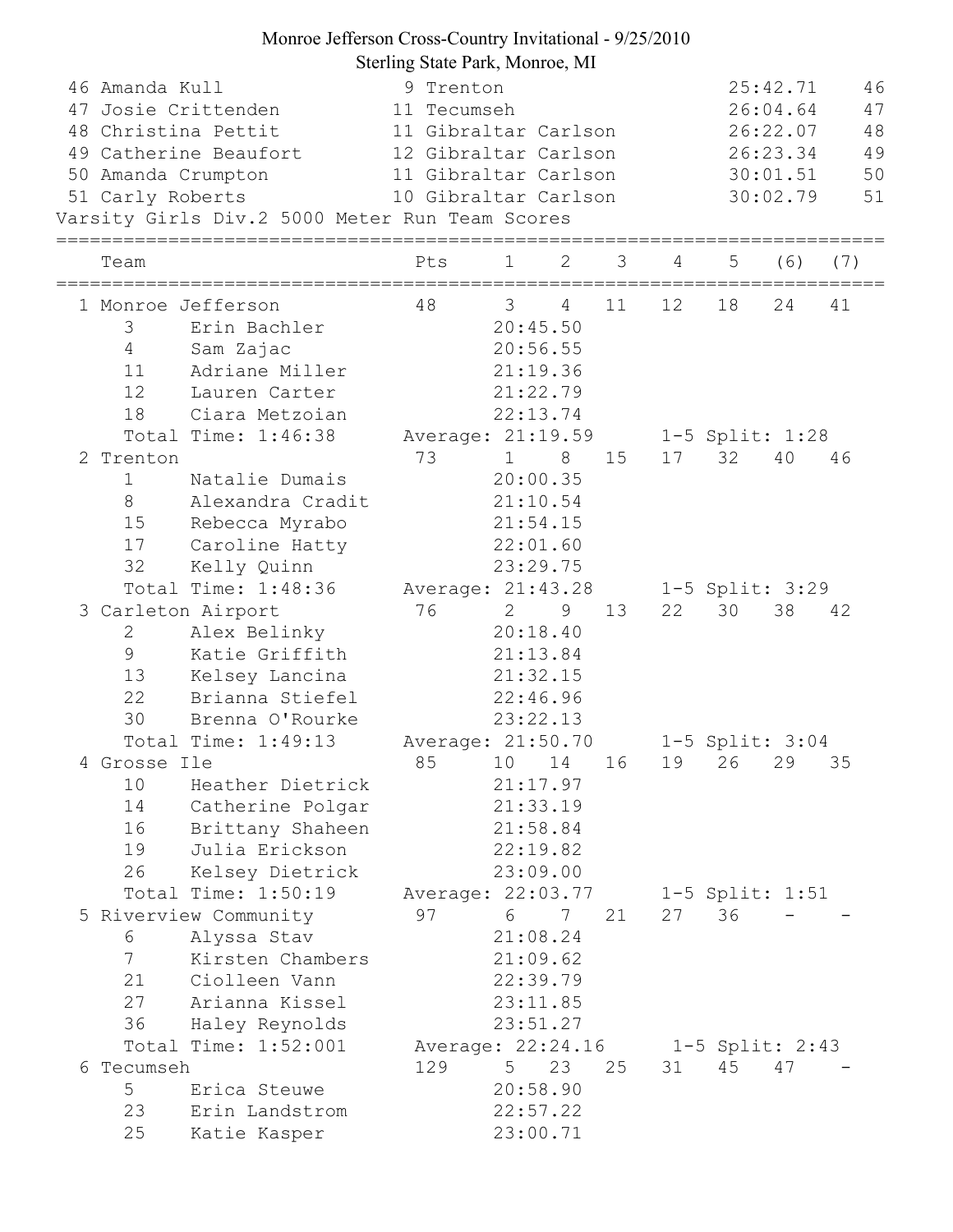# Monroe Jefferson Cross-Country Invitational - 9/25/2010

Sterling State Park, Monroe, MI

```
 46 Amanda Kull               9 Trenton                       25:42.71    46
 47 Josie Crittenden         11 Tecumseh                      26:04.64    47
 48 Christina Pettit         11 Gibraltar Carlson             26:22.07    48
 49 Catherine Beaufort       12 Gibraltar Carlson             26:23.34    49
 50 Amanda Crumpton          11 Gibraltar Carlson             30:01.51    50
 51 Carly Roberts            10 Gibraltar Carlson             30:02.79    51
```

Varsity Girls Div.2 5000 Meter Run Team Scores

```
================================================================================
    Team                      Pts     1    2    3    4    5   (6)  (7)
================================================================================
  1 Monroe Jefferson           48     3    4   11   12   18   24   41
      3     Erin Bachler             20:45.50
      4     Sam Zajac                20:56.55
      11    Adriane Miller           21:19.36
      12    Lauren Carter            21:22.79
      18    Ciara Metzoian           22:13.74
      Total Time: 1:46:38     Average: 21:19.59      1-5 Split: 1:28
  2 Trenton                    73     1    8   15   17   32   40   46
      1     Natalie Dumais           20:00.35
      8     Alexandra Cradit         21:10.54
      15    Rebecca Myrabo           21:54.15
      17    Caroline Hatty           22:01.60
      32    Kelly Quinn              23:29.75
      Total Time: 1:48:36     Average: 21:43.28      1-5 Split: 3:29
  3 Carleton Airport           76     2    9   13   22   30   38   42
      2     Alex Belinky             20:18.40
      9     Katie Griffith           21:13.84
      13    Kelsey Lancina           21:32.15
      22    Brianna Stiefel          22:46.96
      30    Brenna O'Rourke          23:22.13
      Total Time: 1:49:13     Average: 21:50.70      1-5 Split: 3:04
  4 Grosse Ile                 85    10   14   16   19   26   29   35
      10    Heather Dietrick         21:17.97
      14    Catherine Polgar         21:33.19
      16    Brittany Shaheen         21:58.84
      19    Julia Erickson           22:19.82
      26    Kelsey Dietrick          23:09.00
      Total Time: 1:50:19     Average: 22:03.77      1-5 Split: 1:51
  5 Riverview Community        97     6    7   21   27   36    -    -
      6     Alyssa Stav              21:08.24
      7     Kirsten Chambers         21:09.62
      21    Ciolleen Vann            22:39.79
      27    Arianna Kissel           23:11.85
      36    Haley Reynolds           23:51.27
      Total Time: 1:52:001      Average: 22:24.16      1-5 Split: 2:43
  6 Tecumseh                   129    5   23   25   31   45   47    -
      5     Erica Steuwe             20:58.90
      23    Erin Landstrom           22:57.22
      25    Katie Kasper             23:00.71
```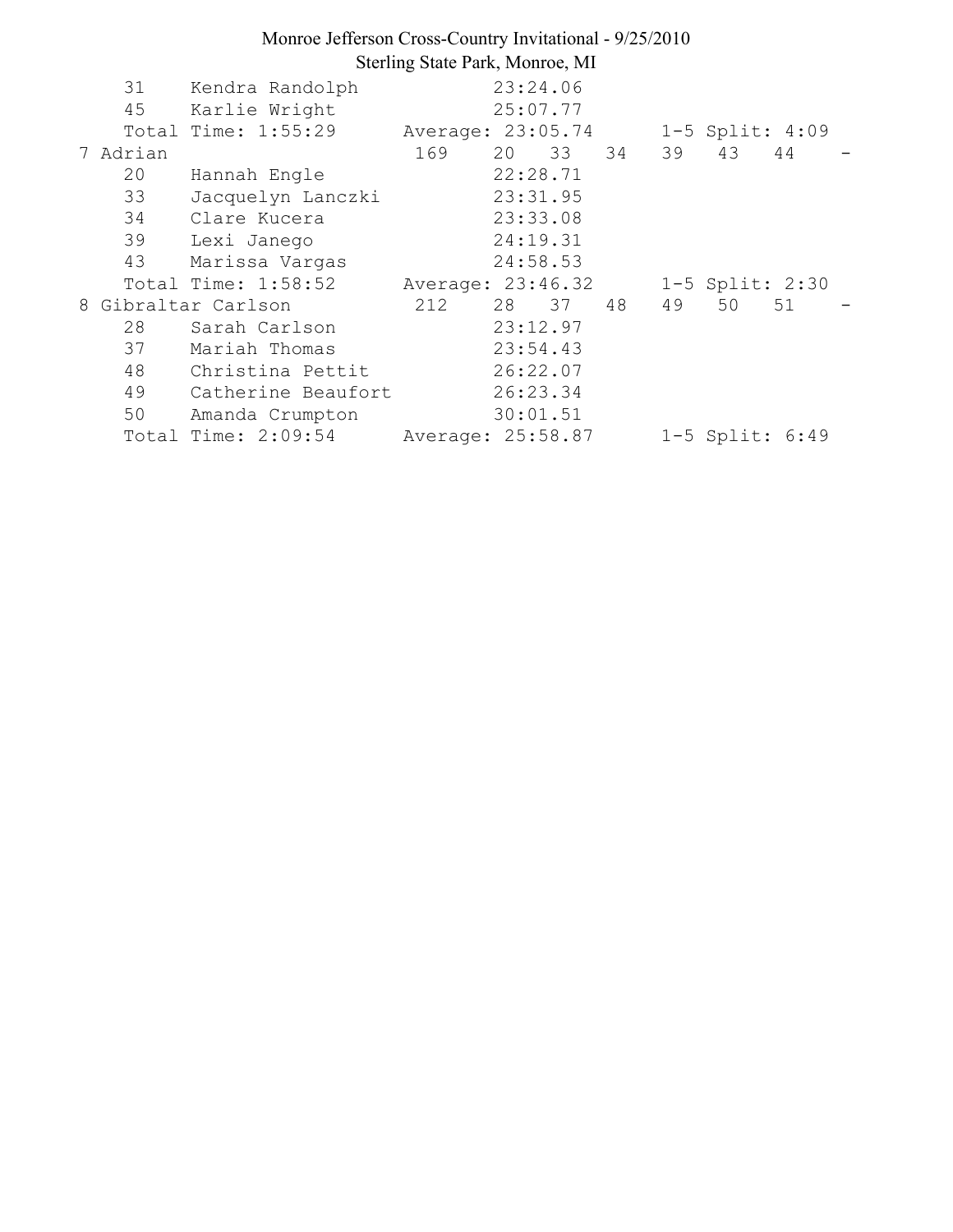Monroe Jefferson Cross-Country Invitational - 9/25/2010
Sterling State Park, Monroe, MI

```
    31    Kendra Randolph            23:24.06
    45    Karlie Wright              25:07.77
    Total Time: 1:55:29      Average: 23:05.74      1-5 Split: 4:09
7 Adrian                      169    20   33   34   39   43   44    -
    20    Hannah Engle               22:28.71
    33    Jacquelyn Lanczki          23:31.95
    34    Clare Kucera               23:33.08
    39    Lexi Janego                24:19.31
    43    Marissa Vargas             24:58.53
    Total Time: 1:58:52      Average: 23:46.32      1-5 Split: 2:30
8 Gibraltar Carlson           212    28   37   48   49   50   51    -
    28    Sarah Carlson              23:12.97
    37    Mariah Thomas              23:54.43
    48    Christina Pettit           26:22.07
    49    Catherine Beaufort         26:23.34
    50    Amanda Crumpton            30:01.51
    Total Time: 2:09:54      Average: 25:58.87      1-5 Split: 6:49
```